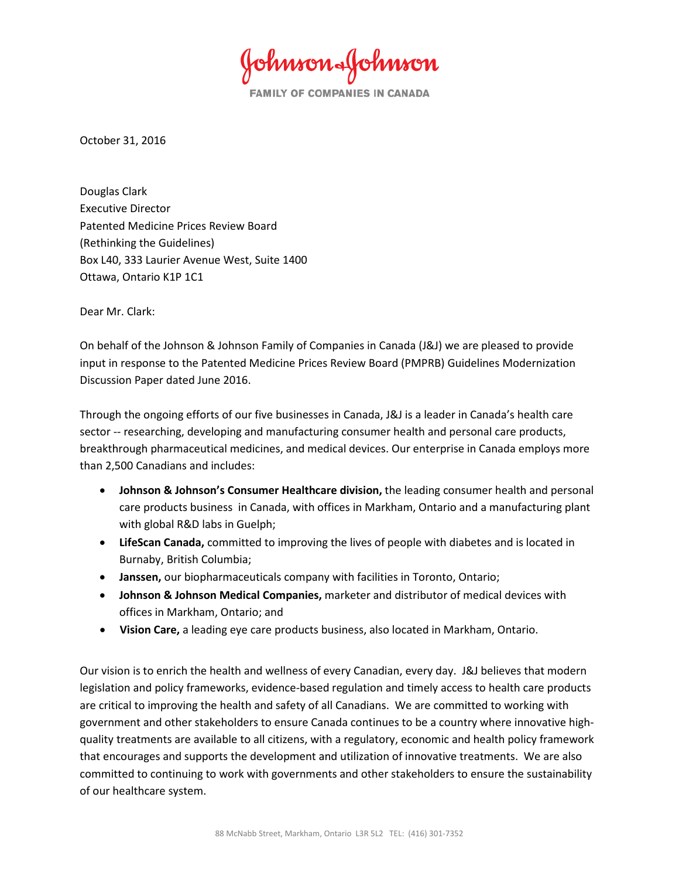Johnson & Johnson

FAMILY OF COMPANIES IN CANADA

October 31, 2016

Douglas Clark
Executive Director
Patented Medicine Prices Review Board
(Rethinking the Guidelines)
Box L40, 333 Laurier Avenue West, Suite 1400
Ottawa, Ontario K1P 1C1

Dear Mr. Clark:

On behalf of the Johnson & Johnson Family of Companies in Canada (J&J) we are pleased to provide input in response to the Patented Medicine Prices Review Board (PMPRB) Guidelines Modernization Discussion Paper dated June 2016.

Through the ongoing efforts of our five businesses in Canada, J&J is a leader in Canada's health care sector -- researching, developing and manufacturing consumer health and personal care products, breakthrough pharmaceutical medicines, and medical devices. Our enterprise in Canada employs more than 2,500 Canadians and includes:

- **Johnson & Johnson's Consumer Healthcare division,** the leading consumer health and personal care products business in Canada, with offices in Markham, Ontario and a manufacturing plant with global R&D labs in Guelph;
- **LifeScan Canada,** committed to improving the lives of people with diabetes and is located in Burnaby, British Columbia;
- **Janssen,** our biopharmaceuticals company with facilities in Toronto, Ontario;
- **Johnson & Johnson Medical Companies,** marketer and distributor of medical devices with offices in Markham, Ontario; and
- **Vision Care,** a leading eye care products business, also located in Markham, Ontario.

Our vision is to enrich the health and wellness of every Canadian, every day. J&J believes that modern legislation and policy frameworks, evidence-based regulation and timely access to health care products are critical to improving the health and safety of all Canadians. We are committed to working with government and other stakeholders to ensure Canada continues to be a country where innovative high-quality treatments are available to all citizens, with a regulatory, economic and health policy framework that encourages and supports the development and utilization of innovative treatments. We are also committed to continuing to work with governments and other stakeholders to ensure the sustainability of our healthcare system.

88 McNabb Street, Markham, Ontario L3R 5L2 TEL: (416) 301-7352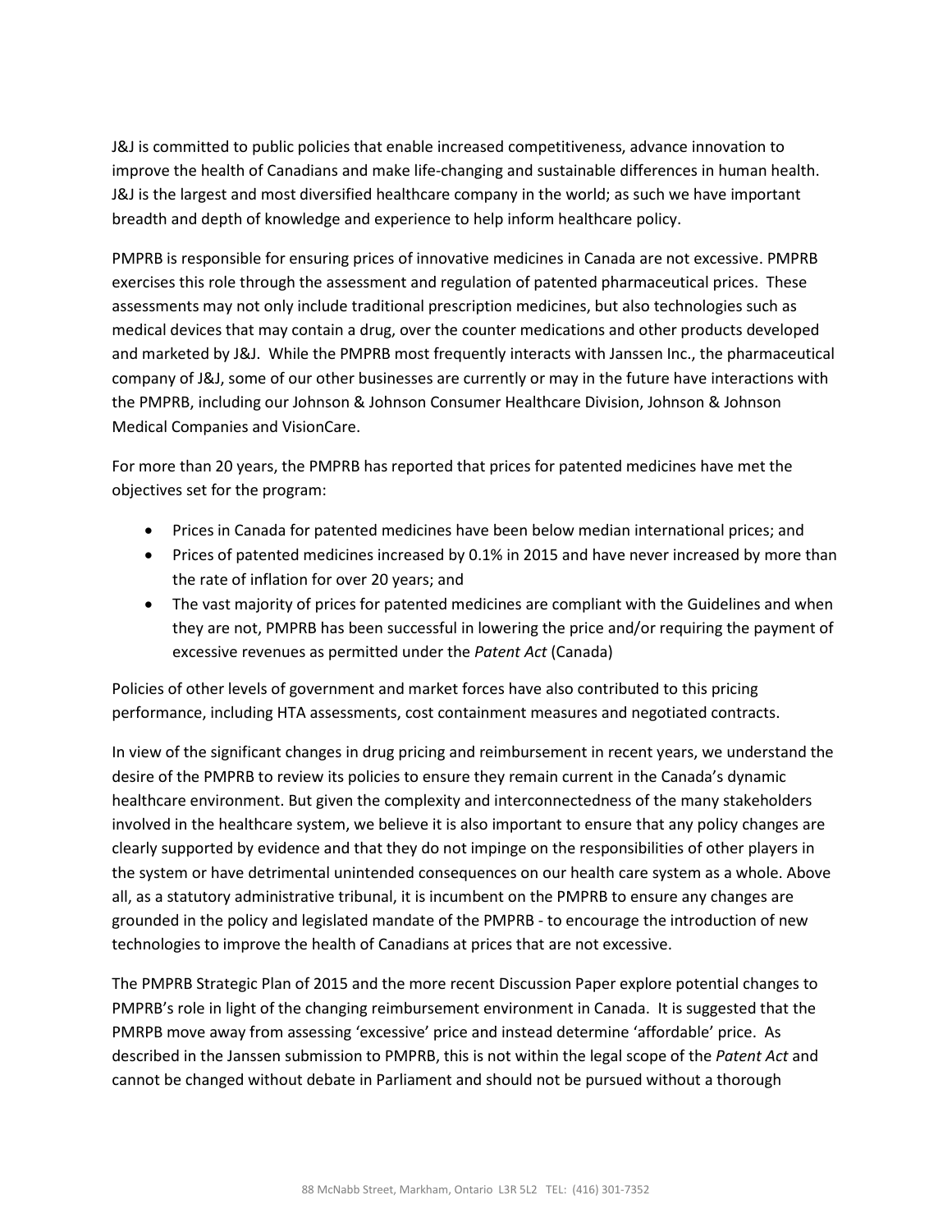J&J is committed to public policies that enable increased competitiveness, advance innovation to improve the health of Canadians and make life-changing and sustainable differences in human health. J&J is the largest and most diversified healthcare company in the world; as such we have important breadth and depth of knowledge and experience to help inform healthcare policy.

PMPRB is responsible for ensuring prices of innovative medicines in Canada are not excessive. PMPRB exercises this role through the assessment and regulation of patented pharmaceutical prices. These assessments may not only include traditional prescription medicines, but also technologies such as medical devices that may contain a drug, over the counter medications and other products developed and marketed by J&J. While the PMPRB most frequently interacts with Janssen Inc., the pharmaceutical company of J&J, some of our other businesses are currently or may in the future have interactions with the PMPRB, including our Johnson & Johnson Consumer Healthcare Division, Johnson & Johnson Medical Companies and VisionCare.

For more than 20 years, the PMPRB has reported that prices for patented medicines have met the objectives set for the program:

- Prices in Canada for patented medicines have been below median international prices; and
- Prices of patented medicines increased by 0.1% in 2015 and have never increased by more than the rate of inflation for over 20 years; and
- The vast majority of prices for patented medicines are compliant with the Guidelines and when they are not, PMPRB has been successful in lowering the price and/or requiring the payment of excessive revenues as permitted under the *Patent Act* (Canada)

Policies of other levels of government and market forces have also contributed to this pricing performance, including HTA assessments, cost containment measures and negotiated contracts.

In view of the significant changes in drug pricing and reimbursement in recent years, we understand the desire of the PMPRB to review its policies to ensure they remain current in the Canada's dynamic healthcare environment. But given the complexity and interconnectedness of the many stakeholders involved in the healthcare system, we believe it is also important to ensure that any policy changes are clearly supported by evidence and that they do not impinge on the responsibilities of other players in the system or have detrimental unintended consequences on our health care system as a whole. Above all, as a statutory administrative tribunal, it is incumbent on the PMPRB to ensure any changes are grounded in the policy and legislated mandate of the PMPRB - to encourage the introduction of new technologies to improve the health of Canadians at prices that are not excessive.

The PMPRB Strategic Plan of 2015 and the more recent Discussion Paper explore potential changes to PMPRB's role in light of the changing reimbursement environment in Canada. It is suggested that the PMRPB move away from assessing 'excessive' price and instead determine 'affordable' price. As described in the Janssen submission to PMPRB, this is not within the legal scope of the *Patent Act* and cannot be changed without debate in Parliament and should not be pursued without a thorough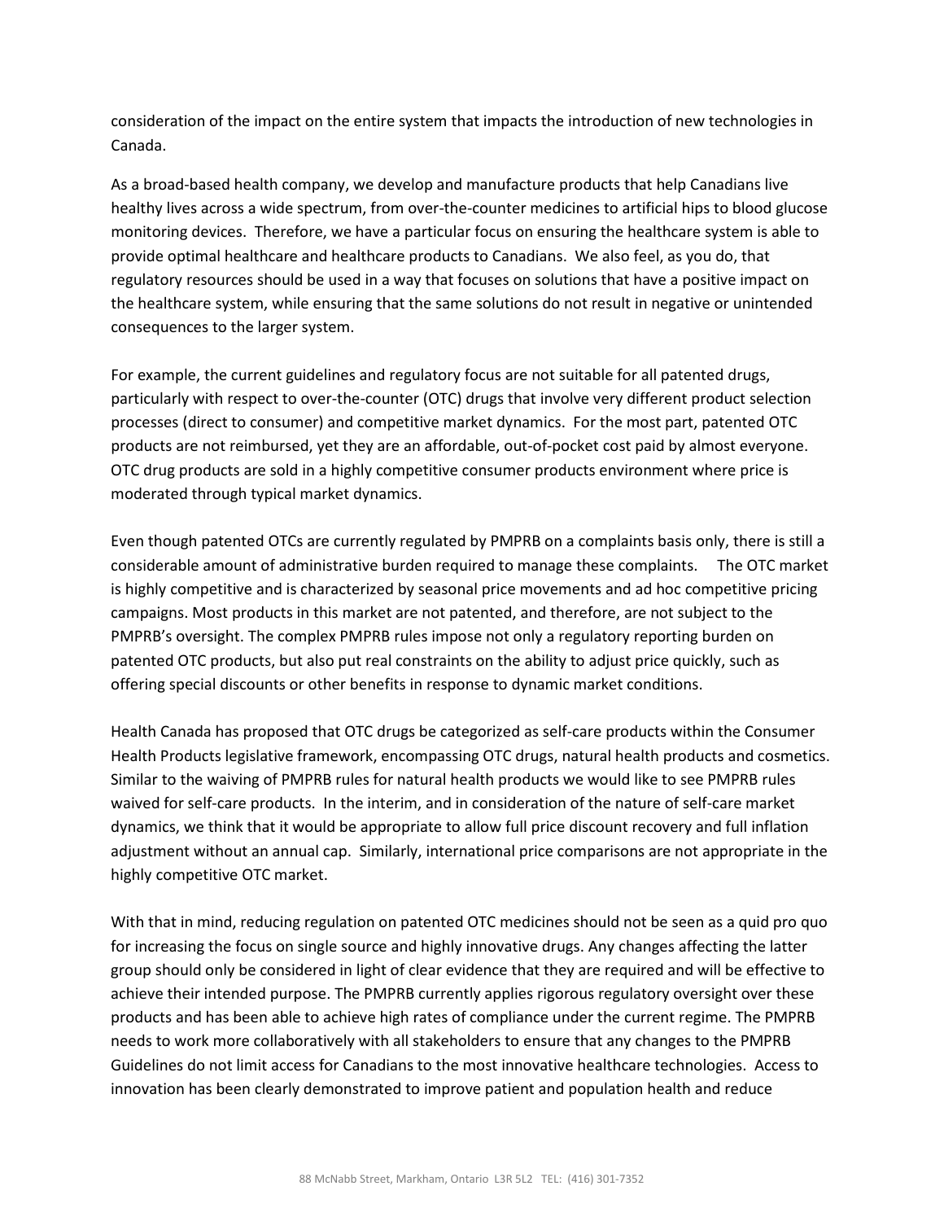consideration of the impact on the entire system that impacts the introduction of new technologies in Canada.

As a broad-based health company, we develop and manufacture products that help Canadians live healthy lives across a wide spectrum, from over-the-counter medicines to artificial hips to blood glucose monitoring devices. Therefore, we have a particular focus on ensuring the healthcare system is able to provide optimal healthcare and healthcare products to Canadians. We also feel, as you do, that regulatory resources should be used in a way that focuses on solutions that have a positive impact on the healthcare system, while ensuring that the same solutions do not result in negative or unintended consequences to the larger system.

For example, the current guidelines and regulatory focus are not suitable for all patented drugs, particularly with respect to over-the-counter (OTC) drugs that involve very different product selection processes (direct to consumer) and competitive market dynamics. For the most part, patented OTC products are not reimbursed, yet they are an affordable, out-of-pocket cost paid by almost everyone. OTC drug products are sold in a highly competitive consumer products environment where price is moderated through typical market dynamics.

Even though patented OTCs are currently regulated by PMPRB on a complaints basis only, there is still a considerable amount of administrative burden required to manage these complaints. The OTC market is highly competitive and is characterized by seasonal price movements and ad hoc competitive pricing campaigns. Most products in this market are not patented, and therefore, are not subject to the PMPRB's oversight. The complex PMPRB rules impose not only a regulatory reporting burden on patented OTC products, but also put real constraints on the ability to adjust price quickly, such as offering special discounts or other benefits in response to dynamic market conditions.

Health Canada has proposed that OTC drugs be categorized as self-care products within the Consumer Health Products legislative framework, encompassing OTC drugs, natural health products and cosmetics. Similar to the waiving of PMPRB rules for natural health products we would like to see PMPRB rules waived for self-care products. In the interim, and in consideration of the nature of self-care market dynamics, we think that it would be appropriate to allow full price discount recovery and full inflation adjustment without an annual cap. Similarly, international price comparisons are not appropriate in the highly competitive OTC market.

With that in mind, reducing regulation on patented OTC medicines should not be seen as a quid pro quo for increasing the focus on single source and highly innovative drugs. Any changes affecting the latter group should only be considered in light of clear evidence that they are required and will be effective to achieve their intended purpose. The PMPRB currently applies rigorous regulatory oversight over these products and has been able to achieve high rates of compliance under the current regime. The PMPRB needs to work more collaboratively with all stakeholders to ensure that any changes to the PMPRB Guidelines do not limit access for Canadians to the most innovative healthcare technologies. Access to innovation has been clearly demonstrated to improve patient and population health and reduce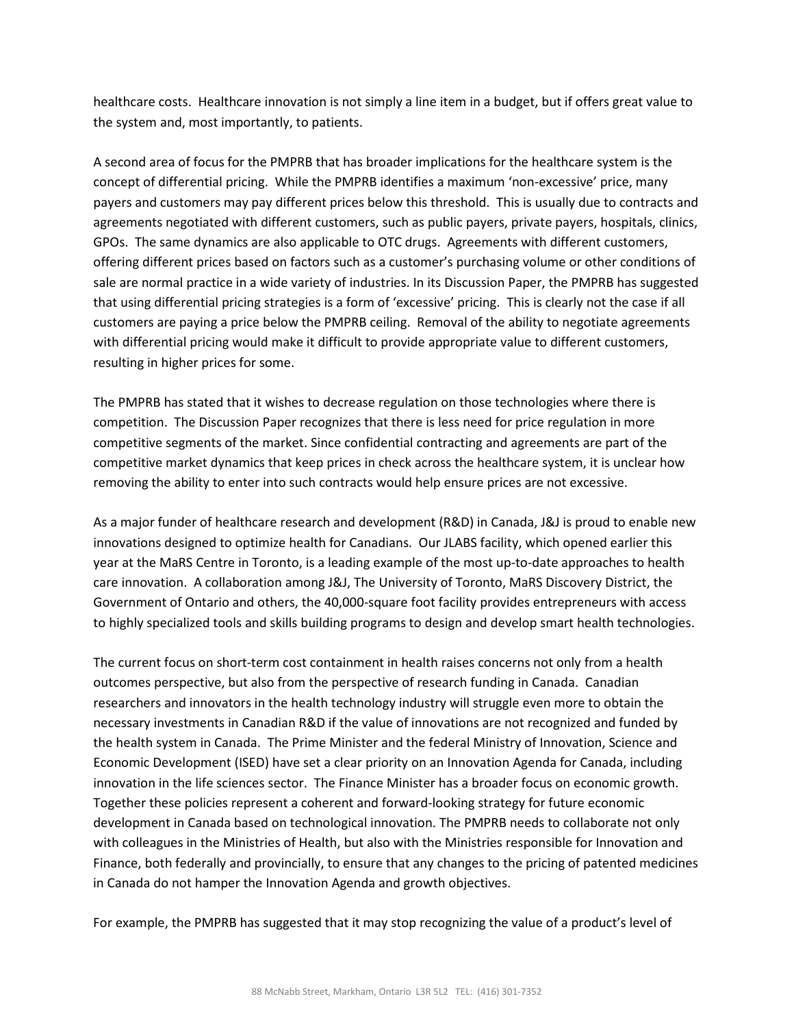healthcare costs. Healthcare innovation is not simply a line item in a budget, but if offers great value to the system and, most importantly, to patients.

A second area of focus for the PMPRB that has broader implications for the healthcare system is the concept of differential pricing. While the PMPRB identifies a maximum 'non-excessive' price, many payers and customers may pay different prices below this threshold. This is usually due to contracts and agreements negotiated with different customers, such as public payers, private payers, hospitals, clinics, GPOs. The same dynamics are also applicable to OTC drugs. Agreements with different customers, offering different prices based on factors such as a customer's purchasing volume or other conditions of sale are normal practice in a wide variety of industries. In its Discussion Paper, the PMPRB has suggested that using differential pricing strategies is a form of 'excessive' pricing. This is clearly not the case if all customers are paying a price below the PMPRB ceiling. Removal of the ability to negotiate agreements with differential pricing would make it difficult to provide appropriate value to different customers, resulting in higher prices for some.

The PMPRB has stated that it wishes to decrease regulation on those technologies where there is competition. The Discussion Paper recognizes that there is less need for price regulation in more competitive segments of the market. Since confidential contracting and agreements are part of the competitive market dynamics that keep prices in check across the healthcare system, it is unclear how removing the ability to enter into such contracts would help ensure prices are not excessive.

As a major funder of healthcare research and development (R&D) in Canada, J&J is proud to enable new innovations designed to optimize health for Canadians. Our JLABS facility, which opened earlier this year at the MaRS Centre in Toronto, is a leading example of the most up-to-date approaches to health care innovation. A collaboration among J&J, The University of Toronto, MaRS Discovery District, the Government of Ontario and others, the 40,000-square foot facility provides entrepreneurs with access to highly specialized tools and skills building programs to design and develop smart health technologies.

The current focus on short-term cost containment in health raises concerns not only from a health outcomes perspective, but also from the perspective of research funding in Canada. Canadian researchers and innovators in the health technology industry will struggle even more to obtain the necessary investments in Canadian R&D if the value of innovations are not recognized and funded by the health system in Canada. The Prime Minister and the federal Ministry of Innovation, Science and Economic Development (ISED) have set a clear priority on an Innovation Agenda for Canada, including innovation in the life sciences sector. The Finance Minister has a broader focus on economic growth. Together these policies represent a coherent and forward-looking strategy for future economic development in Canada based on technological innovation. The PMPRB needs to collaborate not only with colleagues in the Ministries of Health, but also with the Ministries responsible for Innovation and Finance, both federally and provincially, to ensure that any changes to the pricing of patented medicines in Canada do not hamper the Innovation Agenda and growth objectives.

For example, the PMPRB has suggested that it may stop recognizing the value of a product's level of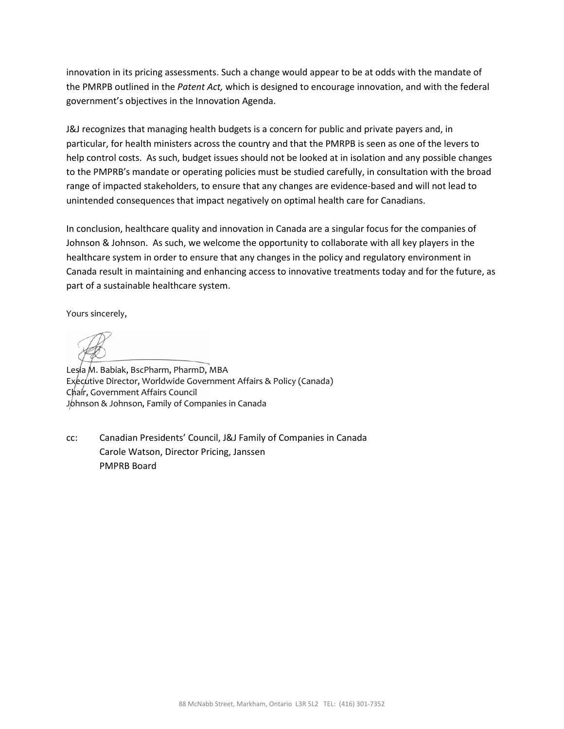innovation in its pricing assessments. Such a change would appear to be at odds with the mandate of the PMRPB outlined in the *Patent Act,* which is designed to encourage innovation, and with the federal government's objectives in the Innovation Agenda.

J&J recognizes that managing health budgets is a concern for public and private payers and, in particular, for health ministers across the country and that the PMRPB is seen as one of the levers to help control costs. As such, budget issues should not be looked at in isolation and any possible changes to the PMPRB's mandate or operating policies must be studied carefully, in consultation with the broad range of impacted stakeholders, to ensure that any changes are evidence-based and will not lead to unintended consequences that impact negatively on optimal health care for Canadians.

In conclusion, healthcare quality and innovation in Canada are a singular focus for the companies of Johnson & Johnson. As such, we welcome the opportunity to collaborate with all key players in the healthcare system in order to ensure that any changes in the policy and regulatory environment in Canada result in maintaining and enhancing access to innovative treatments today and for the future, as part of a sustainable healthcare system.

Yours sincerely,

Lesia M. Babiak, BscPharm, PharmD, MBA
Executive Director, Worldwide Government Affairs & Policy (Canada)
Chair, Government Affairs Council
Johnson & Johnson, Family of Companies in Canada

cc: Canadian Presidents' Council, J&J Family of Companies in Canada
Carole Watson, Director Pricing, Janssen
PMPRB Board

88 McNabb Street, Markham, Ontario L3R 5L2 TEL: (416) 301-7352